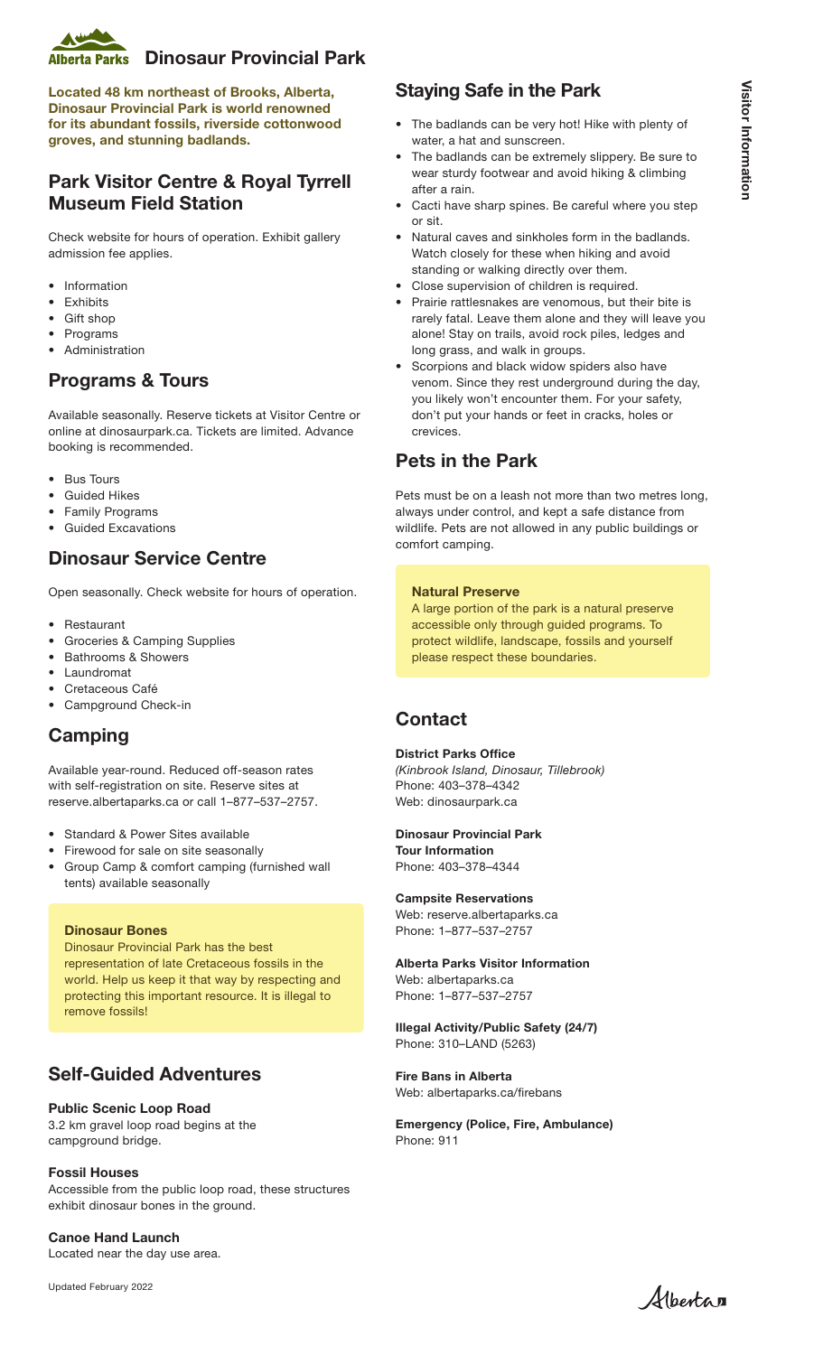# Dinosaur Provincial Park

**Located 48 km northeast of Brooks, Alberta, Dinosaur Provincial Park is world renowned for its abundant fossils, riverside cottonwood groves, and stunning badlands.**

## Park Visitor Centre & Royal Tyrrell Museum Field Station

Check website for hours of operation. Exhibit gallery admission fee applies.

- Information
- Exhibits
- Gift shop
- Programs
- Administration

## Programs & Tours

Available seasonally. Reserve tickets at Visitor Centre or online at dinosaurpark.ca. Tickets are limited. Advance booking is recommended.

- Bus Tours
- Guided Hikes
- Family Programs
- Guided Excavations

## Dinosaur Service Centre

Open seasonally. Check website for hours of operation.

- Restaurant
- Groceries & Camping Supplies
- Bathrooms & Showers
- Laundromat
- Cretaceous Café
- Campground Check-in

## Camping

Available year-round. Reduced off-season rates with self-registration on site. Reserve sites at reserve.albertaparks.ca or call 1–877–537–2757.

- Standard & Power Sites available
- Firewood for sale on site seasonally
- Group Camp & comfort camping (furnished wall tents) available seasonally

**Dinosaur Bones**

Dinosaur Provincial Park has the best representation of late Cretaceous fossils in the world. Help us keep it that way by respecting and protecting this important resource. It is illegal to remove fossils!

## Self-Guided Adventures

**Public Scenic Loop Road**
3.2 km gravel loop road begins at the campground bridge.

**Fossil Houses**
Accessible from the public loop road, these structures exhibit dinosaur bones in the ground.

**Canoe Hand Launch**
Located near the day use area.

## Staying Safe in the Park

- The badlands can be very hot! Hike with plenty of water, a hat and sunscreen.
- The badlands can be extremely slippery. Be sure to wear sturdy footwear and avoid hiking & climbing after a rain.
- Cacti have sharp spines. Be careful where you step or sit.
- Natural caves and sinkholes form in the badlands. Watch closely for these when hiking and avoid standing or walking directly over them.
- Close supervision of children is required.
- Prairie rattlesnakes are venomous, but their bite is rarely fatal. Leave them alone and they will leave you alone! Stay on trails, avoid rock piles, ledges and long grass, and walk in groups.
- Scorpions and black widow spiders also have venom. Since they rest underground during the day, you likely won't encounter them. For your safety, don't put your hands or feet in cracks, holes or crevices.

## Pets in the Park

Pets must be on a leash not more than two metres long, always under control, and kept a safe distance from wildlife. Pets are not allowed in any public buildings or comfort camping.

**Natural Preserve**

A large portion of the park is a natural preserve accessible only through guided programs. To protect wildlife, landscape, fossils and yourself please respect these boundaries.

## Contact

**District Parks Office**
*(Kinbrook Island, Dinosaur, Tillebrook)*
Phone: 403–378–4342
Web: dinosaurpark.ca

**Dinosaur Provincial Park**
**Tour Information**
Phone: 403–378–4344

**Campsite Reservations**
Web: reserve.albertaparks.ca
Phone: 1–877–537–2757

**Alberta Parks Visitor Information**
Web: albertaparks.ca
Phone: 1–877–537–2757

**Illegal Activity/Public Safety (24/7)**
Phone: 310–LAND (5263)

**Fire Bans in Alberta**
Web: albertaparks.ca/firebans

**Emergency (Police, Fire, Ambulance)**
Phone: 911

Updated February 2022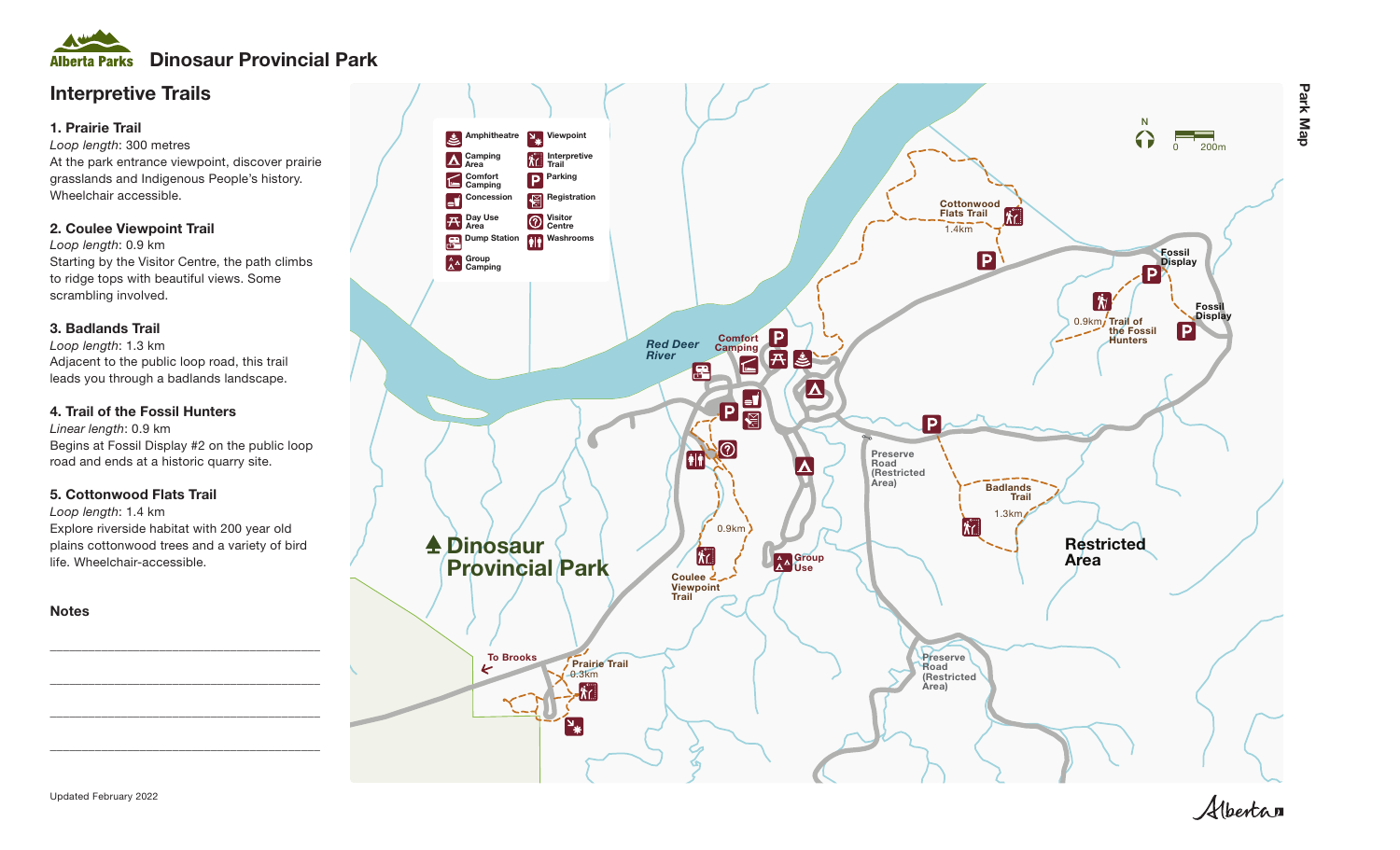# Alberta Parks Dinosaur Provincial Park

## Interpretive Trails

### 1. Prairie Trail

*Loop length*: 300 metres

At the park entrance viewpoint, discover prairie grasslands and Indigenous People's history. Wheelchair accessible.

### 2. Coulee Viewpoint Trail

*Loop length*: 0.9 km

Starting by the Visitor Centre, the path climbs to ridge tops with beautiful views. Some scrambling involved.

### 3. Badlands Trail

*Loop length*: 1.3 km

Adjacent to the public loop road, this trail leads you through a badlands landscape.

### 4. Trail of the Fossil Hunters

*Linear length*: 0.9 km

Begins at Fossil Display #2 on the public loop road and ends at a historic quarry site.

### 5. Cottonwood Flats Trail

*Loop length*: 1.4 km

Explore riverside habitat with 200 year old plains cottonwood trees and a variety of bird life. Wheelchair-accessible.

### Notes

______________________________________

______________________________________

______________________________________

______________________________________

Updated February 2022

Park Map

Amphitheatre
Viewpoint
Camping Area
Interpretive Trail
Comfort Camping
Parking
Concession
Registration
Day Use Area
Visitor Centre
Dump Station
Washrooms
Group Camping

N
0 200m

Red Deer River
Comfort Camping
Cottonwood Flats Trail
1.4km
Fossil Display
Fossil Display
0.9km Trail of the Fossil Hunters
Preserve Road (Restricted Area)
Badlands Trail
1.3km
Restricted Area
0.9km
Coulee Viewpoint Trail
Group Use
Dinosaur Provincial Park
To Brooks
Prairie Trail
0.3km
Preserve Road (Restricted Area)

Alberta